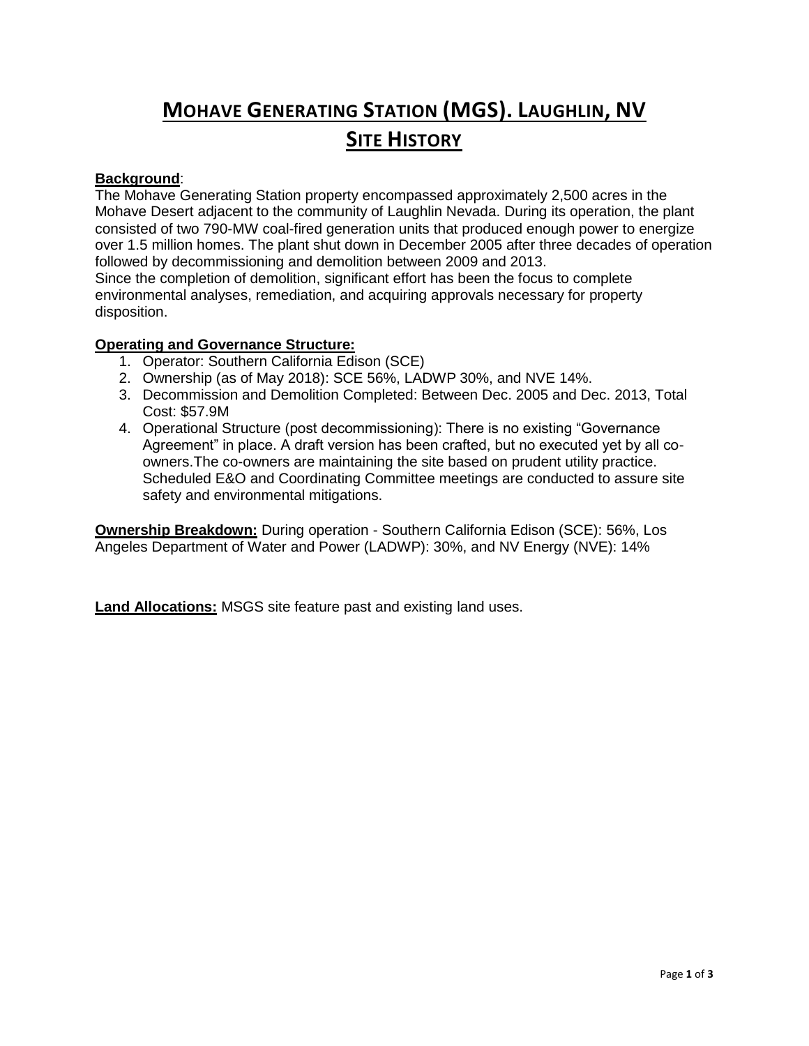# Mohave Generating Station (MGS). Laughlin, NV

## Site History

**Background**:

The Mohave Generating Station property encompassed approximately 2,500 acres in the Mohave Desert adjacent to the community of Laughlin Nevada. During its operation, the plant consisted of two 790-MW coal-fired generation units that produced enough power to energize over 1.5 million homes. The plant shut down in December 2005 after three decades of operation followed by decommissioning and demolition between 2009 and 2013.

Since the completion of demolition, significant effort has been the focus to complete environmental analyses, remediation, and acquiring approvals necessary for property disposition.

**Operating and Governance Structure:**

1. Operator: Southern California Edison (SCE)
2. Ownership (as of May 2018): SCE 56%, LADWP 30%, and NVE 14%.
3. Decommission and Demolition Completed: Between Dec. 2005 and Dec. 2013, Total Cost: $57.9M
4. Operational Structure (post decommissioning): There is no existing "Governance Agreement" in place. A draft version has been crafted, but no executed yet by all co-owners.The co-owners are maintaining the site based on prudent utility practice. Scheduled E&O and Coordinating Committee meetings are conducted to assure site safety and environmental mitigations.

**Ownership Breakdown:** During operation - Southern California Edison (SCE): 56%, Los Angeles Department of Water and Power (LADWP): 30%, and NV Energy (NVE): 14%

**Land Allocations:** MSGS site feature past and existing land uses.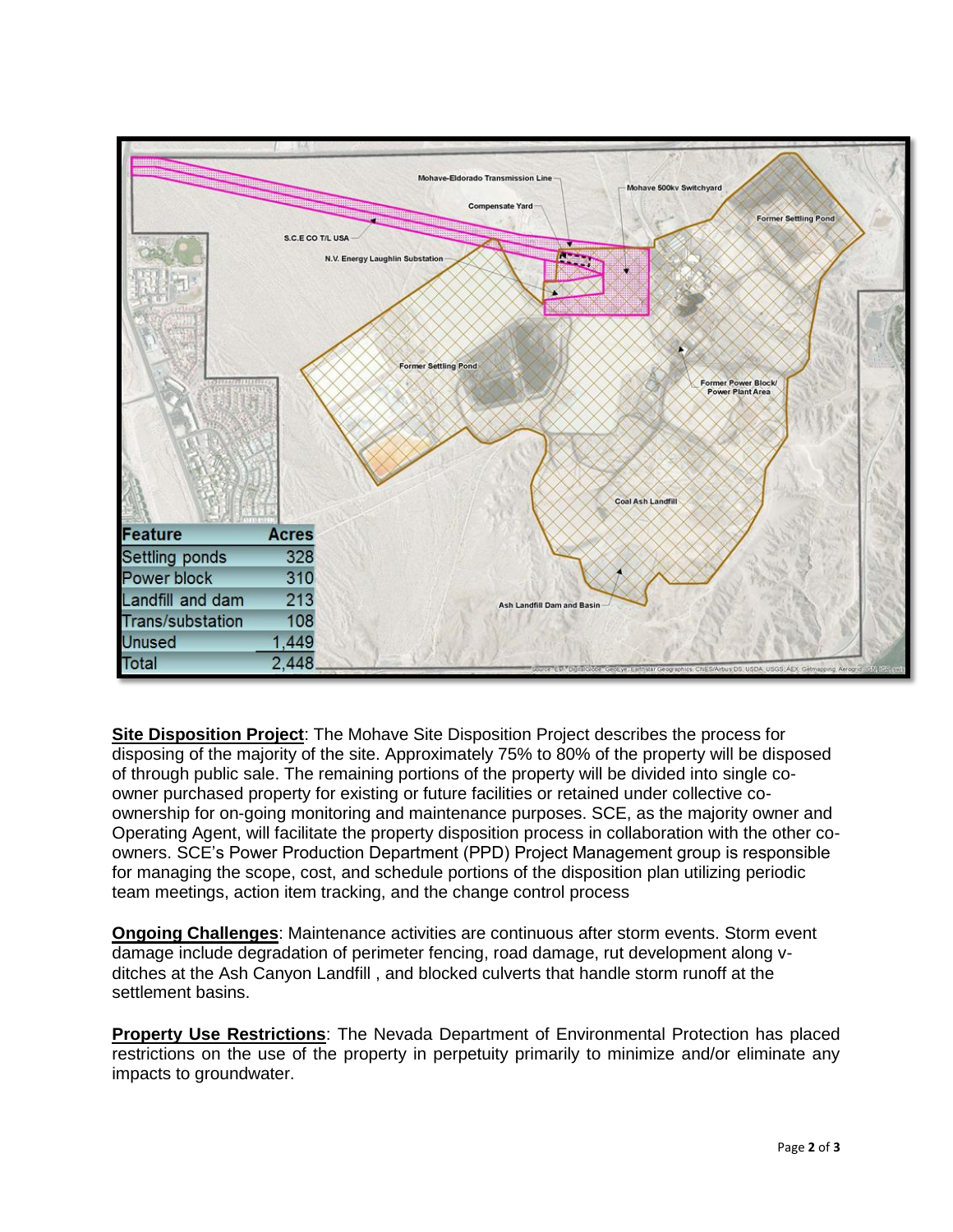| Feature | Acres |
| --- | --- |
| Settling ponds | 328 |
| Power block | 310 |
| Landfill and dam | 213 |
| Trans/substation | 108 |
| Unused | 1,449 |
| Total | 2,448 |

**Site Disposition Project**: The Mohave Site Disposition Project describes the process for disposing of the majority of the site. Approximately 75% to 80% of the property will be disposed of through public sale. The remaining portions of the property will be divided into single co-owner purchased property for existing or future facilities or retained under collective co-ownership for on-going monitoring and maintenance purposes. SCE, as the majority owner and Operating Agent, will facilitate the property disposition process in collaboration with the other co-owners. SCE's Power Production Department (PPD) Project Management group is responsible for managing the scope, cost, and schedule portions of the disposition plan utilizing periodic team meetings, action item tracking, and the change control process

**Ongoing Challenges**: Maintenance activities are continuous after storm events. Storm event damage include degradation of perimeter fencing, road damage, rut development along v-ditches at the Ash Canyon Landfill , and blocked culverts that handle storm runoff at the settlement basins.

**Property Use Restrictions**: The Nevada Department of Environmental Protection has placed restrictions on the use of the property in perpetuity primarily to minimize and/or eliminate any impacts to groundwater.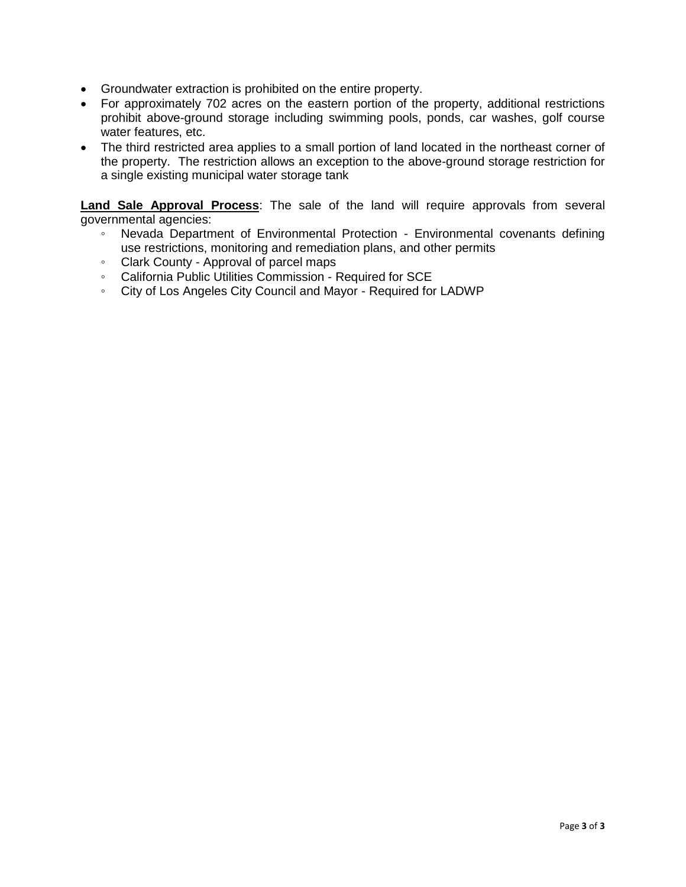- Groundwater extraction is prohibited on the entire property.
- For approximately 702 acres on the eastern portion of the property, additional restrictions prohibit above-ground storage including swimming pools, ponds, car washes, golf course water features, etc.
- The third restricted area applies to a small portion of land located in the northeast corner of the property. The restriction allows an exception to the above-ground storage restriction for a single existing municipal water storage tank

**Land Sale Approval Process**: The sale of the land will require approvals from several governmental agencies:

- Nevada Department of Environmental Protection - Environmental covenants defining use restrictions, monitoring and remediation plans, and other permits
- Clark County - Approval of parcel maps
- California Public Utilities Commission - Required for SCE
- City of Los Angeles City Council and Mayor - Required for LADWP